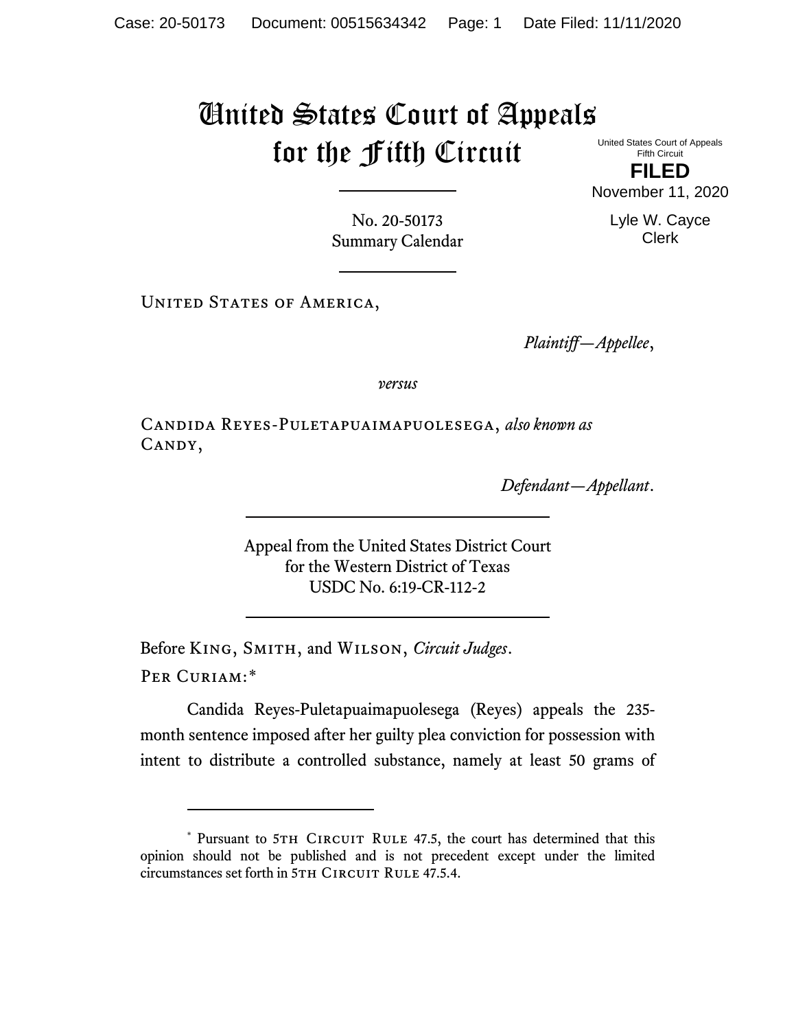# United States Court of Appeals for the Fifth Circuit

United States Court of Appeals
Fifth Circuit

**FILED**

November 11, 2020

Lyle W. Cayce
Clerk

No. 20-50173
Summary Calendar

United States of America,

*Plaintiff—Appellee*,

*versus*

Candida Reyes-Puletapuaimapuolesega, *also known as* Candy,

*Defendant—Appellant*.

Appeal from the United States District Court
for the Western District of Texas
USDC No. 6:19-CR-112-2

Before King, Smith, and Wilson, *Circuit Judges*.

Per Curiam:*

Candida Reyes-Puletapuaimapuolesega (Reyes) appeals the 235-month sentence imposed after her guilty plea conviction for possession with intent to distribute a controlled substance, namely at least 50 grams of

* Pursuant to 5th Circuit Rule 47.5, the court has determined that this opinion should not be published and is not precedent except under the limited circumstances set forth in 5th Circuit Rule 47.5.4.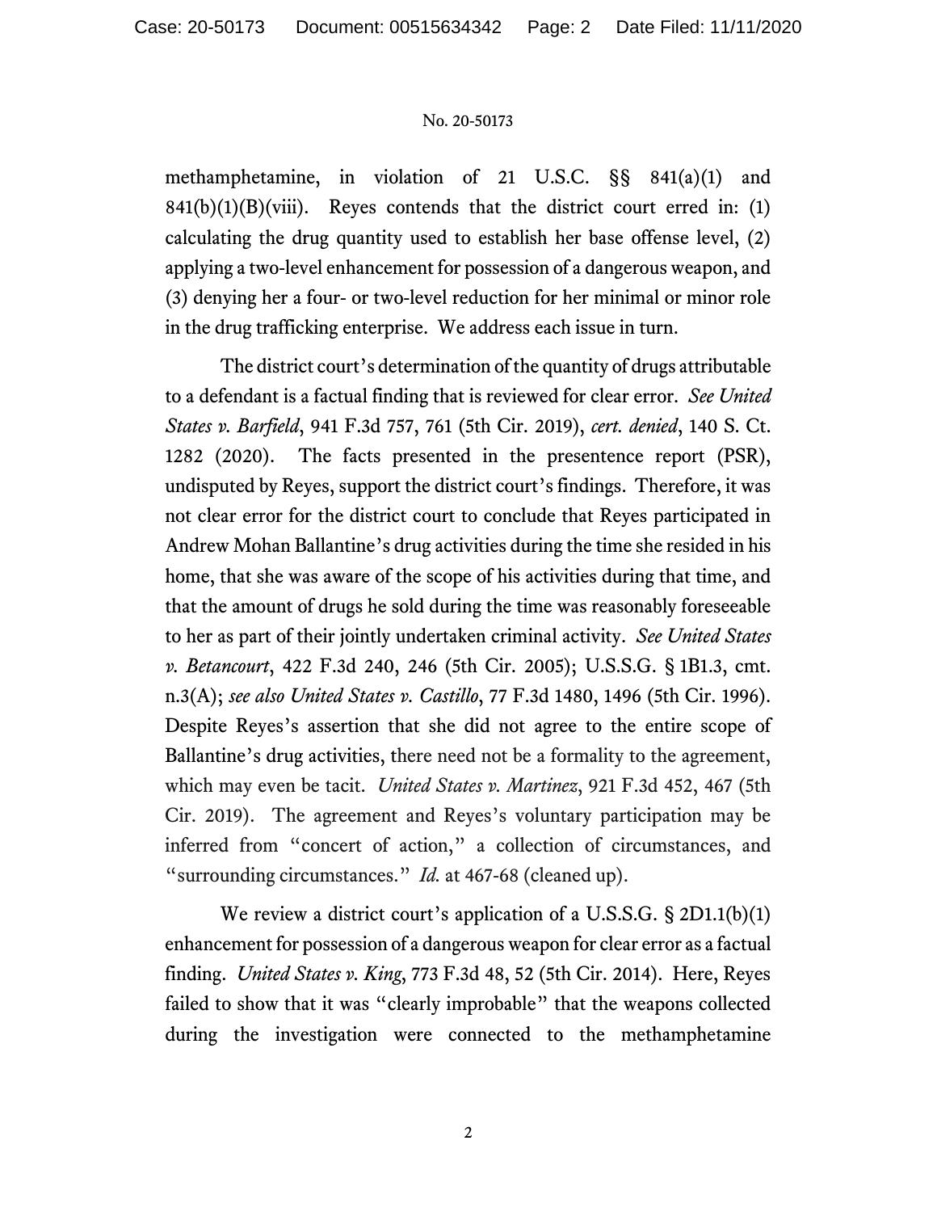methamphetamine, in violation of 21 U.S.C. §§ 841(a)(1) and 841(b)(1)(B)(viii). Reyes contends that the district court erred in: (1) calculating the drug quantity used to establish her base offense level, (2) applying a two-level enhancement for possession of a dangerous weapon, and (3) denying her a four- or two-level reduction for her minimal or minor role in the drug trafficking enterprise. We address each issue in turn.

The district court's determination of the quantity of drugs attributable to a defendant is a factual finding that is reviewed for clear error. *See United States v. Barfield*, 941 F.3d 757, 761 (5th Cir. 2019), *cert. denied*, 140 S. Ct. 1282 (2020). The facts presented in the presentence report (PSR), undisputed by Reyes, support the district court's findings. Therefore, it was not clear error for the district court to conclude that Reyes participated in Andrew Mohan Ballantine's drug activities during the time she resided in his home, that she was aware of the scope of his activities during that time, and that the amount of drugs he sold during the time was reasonably foreseeable to her as part of their jointly undertaken criminal activity. *See United States v. Betancourt*, 422 F.3d 240, 246 (5th Cir. 2005); U.S.S.G. § 1B1.3, cmt. n.3(A); *see also United States v. Castillo*, 77 F.3d 1480, 1496 (5th Cir. 1996). Despite Reyes's assertion that she did not agree to the entire scope of Ballantine's drug activities, there need not be a formality to the agreement, which may even be tacit. *United States v. Martinez*, 921 F.3d 452, 467 (5th Cir. 2019). The agreement and Reyes's voluntary participation may be inferred from "concert of action," a collection of circumstances, and "surrounding circumstances." *Id.* at 467-68 (cleaned up).

We review a district court's application of a U.S.S.G. § 2D1.1(b)(1) enhancement for possession of a dangerous weapon for clear error as a factual finding. *United States v. King*, 773 F.3d 48, 52 (5th Cir. 2014). Here, Reyes failed to show that it was "clearly improbable" that the weapons collected during the investigation were connected to the methamphetamine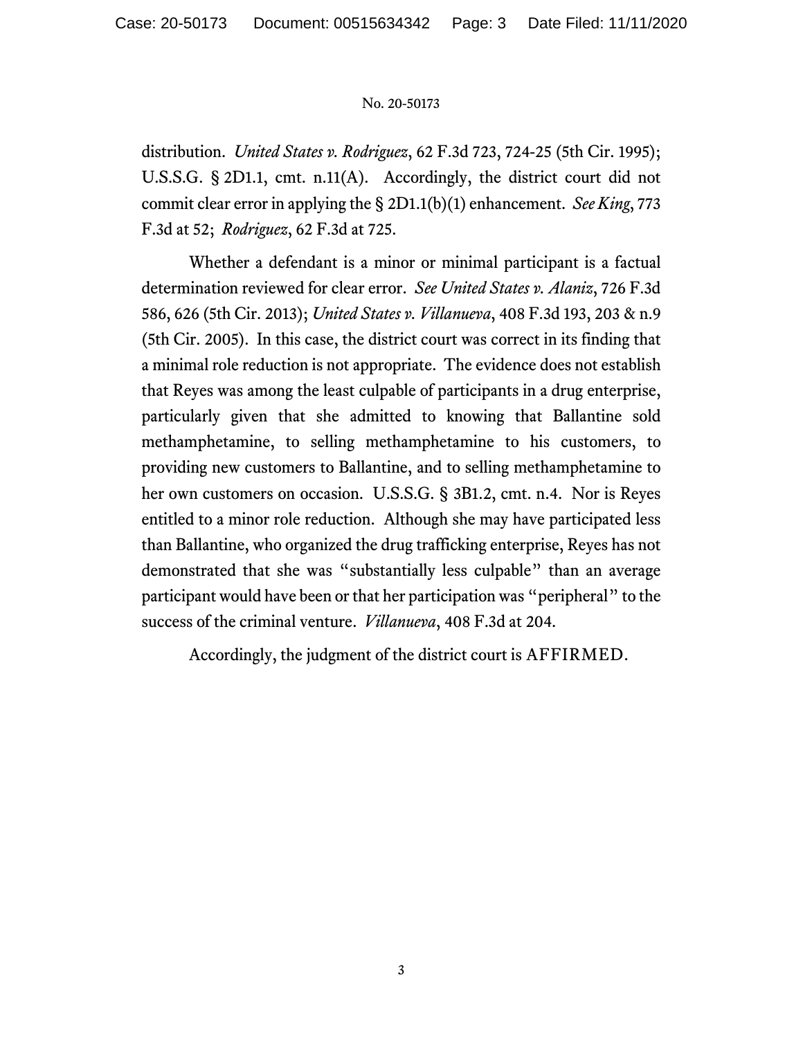distribution. *United States v. Rodriguez*, 62 F.3d 723, 724-25 (5th Cir. 1995); U.S.S.G. § 2D1.1, cmt. n.11(A). Accordingly, the district court did not commit clear error in applying the § 2D1.1(b)(1) enhancement. *See King*, 773 F.3d at 52; *Rodriguez*, 62 F.3d at 725.

Whether a defendant is a minor or minimal participant is a factual determination reviewed for clear error. *See United States v. Alaniz*, 726 F.3d 586, 626 (5th Cir. 2013); *United States v. Villanueva*, 408 F.3d 193, 203 & n.9 (5th Cir. 2005). In this case, the district court was correct in its finding that a minimal role reduction is not appropriate. The evidence does not establish that Reyes was among the least culpable of participants in a drug enterprise, particularly given that she admitted to knowing that Ballantine sold methamphetamine, to selling methamphetamine to his customers, to providing new customers to Ballantine, and to selling methamphetamine to her own customers on occasion. U.S.S.G. § 3B1.2, cmt. n.4. Nor is Reyes entitled to a minor role reduction. Although she may have participated less than Ballantine, who organized the drug trafficking enterprise, Reyes has not demonstrated that she was "substantially less culpable" than an average participant would have been or that her participation was "peripheral" to the success of the criminal venture. *Villanueva*, 408 F.3d at 204.

Accordingly, the judgment of the district court is AFFIRMED.